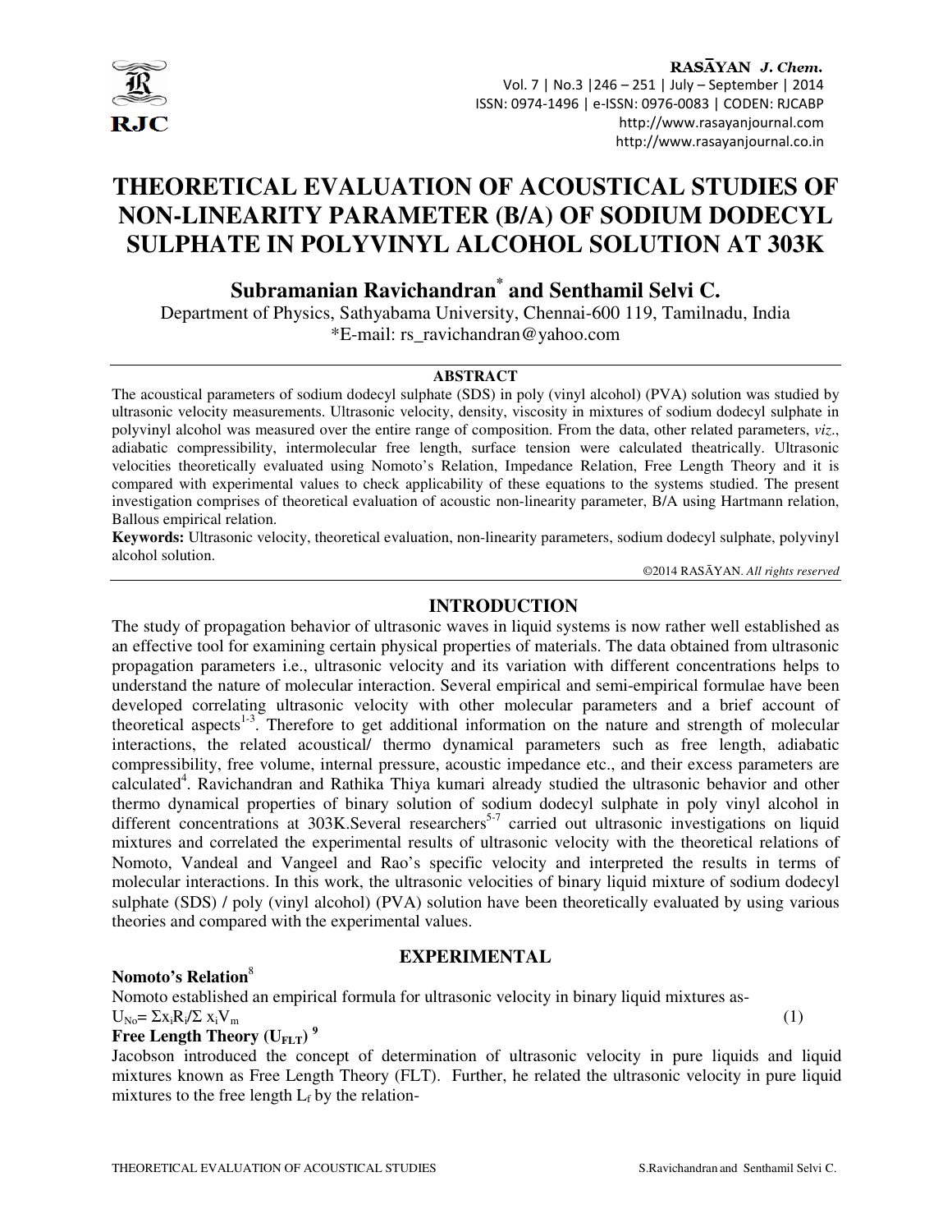# THEORETICAL EVALUATION OF ACOUSTICAL STUDIES OF NON-LINEARITY PARAMETER (B/A) OF SODIUM DODECYL SULPHATE IN POLYVINYL ALCOHOL SOLUTION AT 303K

**Subramanian Ravichandran*** **and Senthamil Selvi C.**

Department of Physics, Sathyabama University, Chennai-600 119, Tamilnadu, India

*E-mail: rs_ravichandran@yahoo.com

## ABSTRACT

The acoustical parameters of sodium dodecyl sulphate (SDS) in poly (vinyl alcohol) (PVA) solution was studied by ultrasonic velocity measurements. Ultrasonic velocity, density, viscosity in mixtures of sodium dodecyl sulphate in polyvinyl alcohol was measured over the entire range of composition. From the data, other related parameters, *viz*., adiabatic compressibility, intermolecular free length, surface tension were calculated theatrically. Ultrasonic velocities theoretically evaluated using Nomoto's Relation, Impedance Relation, Free Length Theory and it is compared with experimental values to check applicability of these equations to the systems studied. The present investigation comprises of theoretical evaluation of acoustic non-linearity parameter, B/A using Hartmann relation, Ballous empirical relation.

**Keywords:** Ultrasonic velocity, theoretical evaluation, non-linearity parameters, sodium dodecyl sulphate, polyvinyl alcohol solution.

©2014 RASĀYAN. *All rights reserved*

## INTRODUCTION

The study of propagation behavior of ultrasonic waves in liquid systems is now rather well established as an effective tool for examining certain physical properties of materials. The data obtained from ultrasonic propagation parameters i.e., ultrasonic velocity and its variation with different concentrations helps to understand the nature of molecular interaction. Several empirical and semi-empirical formulae have been developed correlating ultrasonic velocity with other molecular parameters and a brief account of theoretical aspects[1-3]. Therefore to get additional information on the nature and strength of molecular interactions, the related acoustical/ thermo dynamical parameters such as free length, adiabatic compressibility, free volume, internal pressure, acoustic impedance etc., and their excess parameters are calculated[4]. Ravichandran and Rathika Thiya kumari already studied the ultrasonic behavior and other thermo dynamical properties of binary solution of sodium dodecyl sulphate in poly vinyl alcohol in different concentrations at 303K.Several researchers[5-7] carried out ultrasonic investigations on liquid mixtures and correlated the experimental results of ultrasonic velocity with the theoretical relations of Nomoto, Vandeal and Vangeel and Rao's specific velocity and interpreted the results in terms of molecular interactions. In this work, the ultrasonic velocities of binary liquid mixture of sodium dodecyl sulphate (SDS) / poly (vinyl alcohol) (PVA) solution have been theoretically evaluated by using various theories and compared with the experimental values.

## EXPERIMENTAL

**Nomoto's Relation**[8]

Nomoto established an empirical formula for ultrasonic velocity in binary liquid mixtures as-

$$U_{No} = \Sigma x_i R_i / \Sigma x_i V_m \quad (1)$$

**Free Length Theory ($U_{FLT}$)** [9]

Jacobson introduced the concept of determination of ultrasonic velocity in pure liquids and liquid mixtures known as Free Length Theory (FLT). Further, he related the ultrasonic velocity in pure liquid mixtures to the free length $L_f$ by the relation-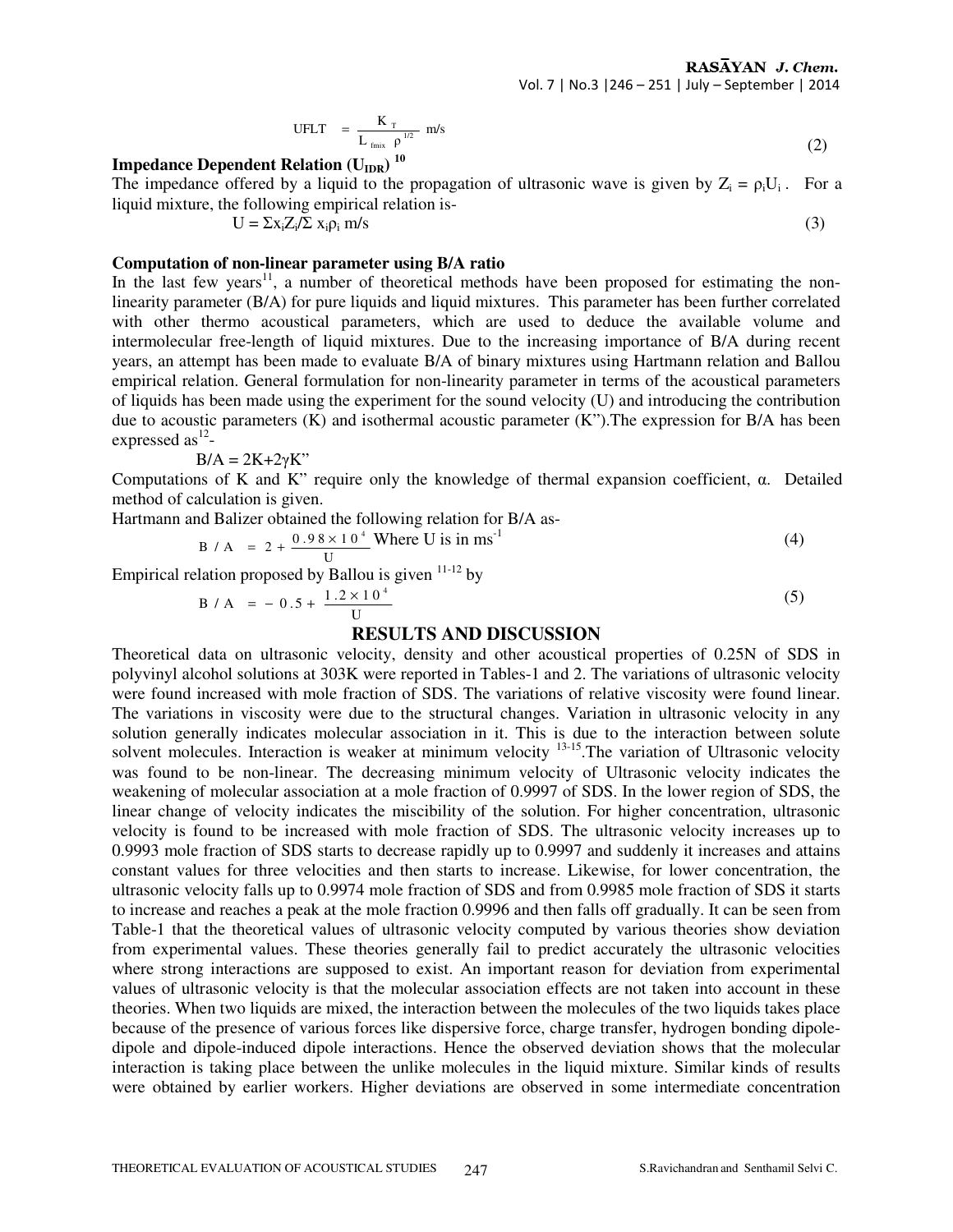$$\text{UFLT} = \frac{K_T}{L_{fmix}\ \rho^{1/2}} \text{ m/s} \tag{2}$$

**Impedance Dependent Relation ($U_{IDR}$) [10]**

The impedance offered by a liquid to the propagation of ultrasonic wave is given by $Z_i = \rho_i U_i$. For a liquid mixture, the following empirical relation is-

$$U = \Sigma x_i Z_i / \Sigma x_i \rho_i \text{ m/s} \tag{3}$$

**Computation of non-linear parameter using B/A ratio**

In the last few years[11], a number of theoretical methods have been proposed for estimating the non-linearity parameter (B/A) for pure liquids and liquid mixtures. This parameter has been further correlated with other thermo acoustical parameters, which are used to deduce the available volume and intermolecular free-length of liquid mixtures. Due to the increasing importance of B/A during recent years, an attempt has been made to evaluate B/A of binary mixtures using Hartmann relation and Ballou empirical relation. General formulation for non-linearity parameter in terms of the acoustical parameters of liquids has been made using the experiment for the sound velocity (U) and introducing the contribution due to acoustic parameters (K) and isothermal acoustic parameter (K"). The expression for B/A has been expressed as[12]-

$$B/A = 2K + 2\gamma K''$$

Computations of K and K" require only the knowledge of thermal expansion coefficient, α. Detailed method of calculation is given.

Hartmann and Balizer obtained the following relation for B/A as-

$$B/A = 2 + \frac{0.98 \times 10^4}{U} \text{ Where U is in ms}^{-1} \tag{4}$$

Empirical relation proposed by Ballou is given [11-12] by

$$B/A = -0.5 + \frac{1.2 \times 10^4}{U} \tag{5}$$

## RESULTS AND DISCUSSION

Theoretical data on ultrasonic velocity, density and other acoustical properties of 0.25N of SDS in polyvinyl alcohol solutions at 303K were reported in Tables-1 and 2. The variations of ultrasonic velocity were found increased with mole fraction of SDS. The variations of relative viscosity were found linear. The variations in viscosity were due to the structural changes. Variation in ultrasonic velocity in any solution generally indicates molecular association in it. This is due to the interaction between solute solvent molecules. Interaction is weaker at minimum velocity [13-15].The variation of Ultrasonic velocity was found to be non-linear. The decreasing minimum velocity of Ultrasonic velocity indicates the weakening of molecular association at a mole fraction of 0.9997 of SDS. In the lower region of SDS, the linear change of velocity indicates the miscibility of the solution. For higher concentration, ultrasonic velocity is found to be increased with mole fraction of SDS. The ultrasonic velocity increases up to 0.9993 mole fraction of SDS starts to decrease rapidly up to 0.9997 and suddenly it increases and attains constant values for three velocities and then starts to increase. Likewise, for lower concentration, the ultrasonic velocity falls up to 0.9974 mole fraction of SDS and from 0.9985 mole fraction of SDS it starts to increase and reaches a peak at the mole fraction 0.9996 and then falls off gradually. It can be seen from Table-1 that the theoretical values of ultrasonic velocity computed by various theories show deviation from experimental values. These theories generally fail to predict accurately the ultrasonic velocities where strong interactions are supposed to exist. An important reason for deviation from experimental values of ultrasonic velocity is that the molecular association effects are not taken into account in these theories. When two liquids are mixed, the interaction between the molecules of the two liquids takes place because of the presence of various forces like dispersive force, charge transfer, hydrogen bonding dipole-dipole and dipole-induced dipole interactions. Hence the observed deviation shows that the molecular interaction is taking place between the unlike molecules in the liquid mixture. Similar kinds of results were obtained by earlier workers. Higher deviations are observed in some intermediate concentration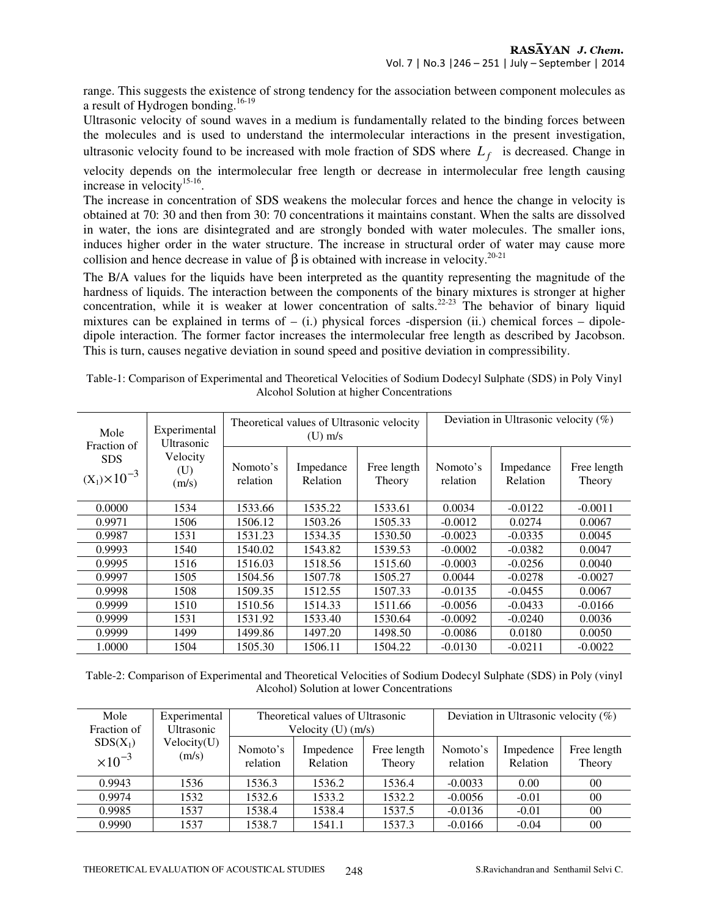range. This suggests the existence of strong tendency for the association between component molecules as a result of Hydrogen bonding.[16-19]

Ultrasonic velocity of sound waves in a medium is fundamentally related to the binding forces between the molecules and is used to understand the intermolecular interactions in the present investigation, ultrasonic velocity found to be increased with mole fraction of SDS where $L_f$ is decreased. Change in velocity depends on the intermolecular free length or decrease in intermolecular free length causing increase in velocity[15-16].

The increase in concentration of SDS weakens the molecular forces and hence the change in velocity is obtained at 70: 30 and then from 30: 70 concentrations it maintains constant. When the salts are dissolved in water, the ions are disintegrated and are strongly bonded with water molecules. The smaller ions, induces higher order in the water structure. The increase in structural order of water may cause more collision and hence decrease in value of $\beta$ is obtained with increase in velocity.[20-21]

The B/A values for the liquids have been interpreted as the quantity representing the magnitude of the hardness of liquids. The interaction between the components of the binary mixtures is stronger at higher concentration, while it is weaker at lower concentration of salts.[22-23] The behavior of binary liquid mixtures can be explained in terms of – (i.) physical forces -dispersion (ii.) chemical forces – dipole-dipole interaction. The former factor increases the intermolecular free length as described by Jacobson. This is turn, causes negative deviation in sound speed and positive deviation in compressibility.

Table-1: Comparison of Experimental and Theoretical Velocities of Sodium Dodecyl Sulphate (SDS) in Poly Vinyl Alcohol Solution at higher Concentrations

| Mole Fraction of SDS $(X_1)\times10^{-3}$ | Experimental Ultrasonic Velocity (U) (m/s) | Theoretical values of Ultrasonic velocity (U) m/s | | | Deviation in Ultrasonic velocity (%) | | |
|---|---|---|---|---|---|---|---|
| | | Nomoto's relation | Impedance Relation | Free length Theory | Nomoto's relation | Impedance Relation | Free length Theory |
| 0.0000 | 1534 | 1533.66 | 1535.22 | 1533.61 | 0.0034 | -0.0122 | -0.0011 |
| 0.9971 | 1506 | 1506.12 | 1503.26 | 1505.33 | -0.0012 | 0.0274 | 0.0067 |
| 0.9987 | 1531 | 1531.23 | 1534.35 | 1530.50 | -0.0023 | -0.0335 | 0.0045 |
| 0.9993 | 1540 | 1540.02 | 1543.82 | 1539.53 | -0.0002 | -0.0382 | 0.0047 |
| 0.9995 | 1516 | 1516.03 | 1518.56 | 1515.60 | -0.0003 | -0.0256 | 0.0040 |
| 0.9997 | 1505 | 1504.56 | 1507.78 | 1505.27 | 0.0044 | -0.0278 | -0.0027 |
| 0.9998 | 1508 | 1509.35 | 1512.55 | 1507.33 | -0.0135 | -0.0455 | 0.0067 |
| 0.9999 | 1510 | 1510.56 | 1514.33 | 1511.66 | -0.0056 | -0.0433 | -0.0166 |
| 0.9999 | 1531 | 1531.92 | 1533.40 | 1530.64 | -0.0092 | -0.0240 | 0.0036 |
| 0.9999 | 1499 | 1499.86 | 1497.20 | 1498.50 | -0.0086 | 0.0180 | 0.0050 |
| 1.0000 | 1504 | 1505.30 | 1506.11 | 1504.22 | -0.0130 | -0.0211 | -0.0022 |

Table-2: Comparison of Experimental and Theoretical Velocities of Sodium Dodecyl Sulphate (SDS) in Poly (vinyl Alcohol) Solution at lower Concentrations

| Mole Fraction of $SDS(X_1)$ $\times10^{-3}$ | Experimental Ultrasonic Velocity(U) (m/s) | Theoretical values of Ultrasonic Velocity (U) (m/s) | | | Deviation in Ultrasonic velocity (%) | | |
|---|---|---|---|---|---|---|---|
| | | Nomoto's relation | Impedence Relation | Free length Theory | Nomoto's relation | Impedence Relation | Free length Theory |
| 0.9943 | 1536 | 1536.3 | 1536.2 | 1536.4 | -0.0033 | 0.00 | 00 |
| 0.9974 | 1532 | 1532.6 | 1533.2 | 1532.2 | -0.0056 | -0.01 | 00 |
| 0.9985 | 1537 | 1538.4 | 1538.4 | 1537.5 | -0.0136 | -0.01 | 00 |
| 0.9990 | 1537 | 1538.7 | 1541.1 | 1537.3 | -0.0166 | -0.04 | 00 |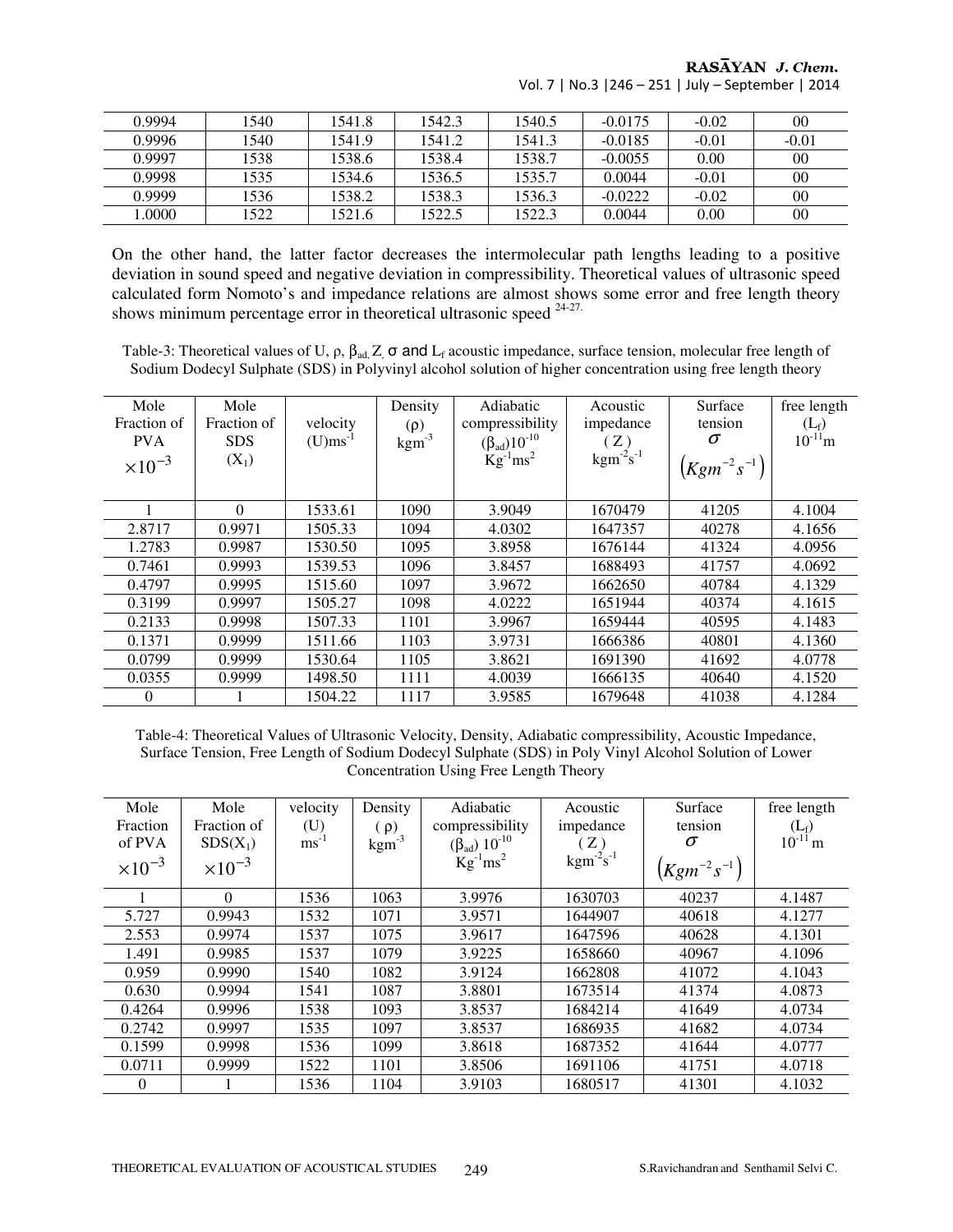| 0.9994 | 1540 | 1541.8 | 1542.3 | 1540.5 | -0.0175 | -0.02 | 00 |
|---|---|---|---|---|---|---|---|
| 0.9996 | 1540 | 1541.9 | 1541.2 | 1541.3 | -0.0185 | -0.01 | -0.01 |
| 0.9997 | 1538 | 1538.6 | 1538.4 | 1538.7 | -0.0055 | 0.00 | 00 |
| 0.9998 | 1535 | 1534.6 | 1536.5 | 1535.7 | 0.0044 | -0.01 | 00 |
| 0.9999 | 1536 | 1538.2 | 1538.3 | 1536.3 | -0.0222 | -0.02 | 00 |
| 1.0000 | 1522 | 1521.6 | 1522.5 | 1522.3 | 0.0044 | 0.00 | 00 |

On the other hand, the latter factor decreases the intermolecular path lengths leading to a positive deviation in sound speed and negative deviation in compressibility. Theoretical values of ultrasonic speed calculated form Nomoto's and impedance relations are almost shows some error and free length theory shows minimum percentage error in theoretical ultrasonic speed [24-27].

Table-3: Theoretical values of U, ρ, $\beta_{ad}$ Z, σ and $L_f$ acoustic impedance, surface tension, molecular free length of Sodium Dodecyl Sulphate (SDS) in Polyvinyl alcohol solution of higher concentration using free length theory

| Mole Fraction of PVA $\times 10^{-3}$ | Mole Fraction of SDS ($X_1$) | velocity (U)$ms^{-1}$ | Density (ρ) $kgm^{-3}$ | Adiabatic compressibility ($\beta_{ad}$)$10^{-10}$ $Kg^{-1}ms^2$ | Acoustic impedance (Z) $kgm^{-2}s^{-1}$ | Surface tension σ $(Kgm^{-2}s^{-1})$ | free length ($L_f$) $10^{-11}$m |
|---|---|---|---|---|---|---|---|
| 1 | 0 | 1533.61 | 1090 | 3.9049 | 1670479 | 41205 | 4.1004 |
| 2.8717 | 0.9971 | 1505.33 | 1094 | 4.0302 | 1647357 | 40278 | 4.1656 |
| 1.2783 | 0.9987 | 1530.50 | 1095 | 3.8958 | 1676144 | 41324 | 4.0956 |
| 0.7461 | 0.9993 | 1539.53 | 1096 | 3.8457 | 1688493 | 41757 | 4.0692 |
| 0.4797 | 0.9995 | 1515.60 | 1097 | 3.9672 | 1662650 | 40784 | 4.1329 |
| 0.3199 | 0.9997 | 1505.27 | 1098 | 4.0222 | 1651944 | 40374 | 4.1615 |
| 0.2133 | 0.9998 | 1507.33 | 1101 | 3.9967 | 1659444 | 40595 | 4.1483 |
| 0.1371 | 0.9999 | 1511.66 | 1103 | 3.9731 | 1666386 | 40801 | 4.1360 |
| 0.0799 | 0.9999 | 1530.64 | 1105 | 3.8621 | 1691390 | 41692 | 4.0778 |
| 0.0355 | 0.9999 | 1498.50 | 1111 | 4.0039 | 1666135 | 40640 | 4.1520 |
| 0 | 1 | 1504.22 | 1117 | 3.9585 | 1679648 | 41038 | 4.1284 |

Table-4: Theoretical Values of Ultrasonic Velocity, Density, Adiabatic compressibility, Acoustic Impedance, Surface Tension, Free Length of Sodium Dodecyl Sulphate (SDS) in Poly Vinyl Alcohol Solution of Lower Concentration Using Free Length Theory

| Mole Fraction of PVA $\times 10^{-3}$ | Mole Fraction of SDS($X_1$) $\times 10^{-3}$ | velocity (U) $ms^{-1}$ | Density (ρ) $kgm^{-3}$ | Adiabatic compressibility ($\beta_{ad}$) $10^{-10}$ $Kg^{-1}ms^2$ | Acoustic impedance (Z) $kgm^{-2}s^{-1}$ | Surface tension σ $(Kgm^{-2}s^{-1})$ | free length ($L_f$) $10^{-11}$ m |
|---|---|---|---|---|---|---|---|
| 1 | 0 | 1536 | 1063 | 3.9976 | 1630703 | 40237 | 4.1487 |
| 5.727 | 0.9943 | 1532 | 1071 | 3.9571 | 1644907 | 40618 | 4.1277 |
| 2.553 | 0.9974 | 1537 | 1075 | 3.9617 | 1647596 | 40628 | 4.1301 |
| 1.491 | 0.9985 | 1537 | 1079 | 3.9225 | 1658660 | 40967 | 4.1096 |
| 0.959 | 0.9990 | 1540 | 1082 | 3.9124 | 1662808 | 41072 | 4.1043 |
| 0.630 | 0.9994 | 1541 | 1087 | 3.8801 | 1673514 | 41374 | 4.0873 |
| 0.4264 | 0.9996 | 1538 | 1093 | 3.8537 | 1684214 | 41649 | 4.0734 |
| 0.2742 | 0.9997 | 1535 | 1097 | 3.8537 | 1686935 | 41682 | 4.0734 |
| 0.1599 | 0.9998 | 1536 | 1099 | 3.8618 | 1687352 | 41644 | 4.0777 |
| 0.0711 | 0.9999 | 1522 | 1101 | 3.8506 | 1691106 | 41751 | 4.0718 |
| 0 | 1 | 1536 | 1104 | 3.9103 | 1680517 | 41301 | 4.1032 |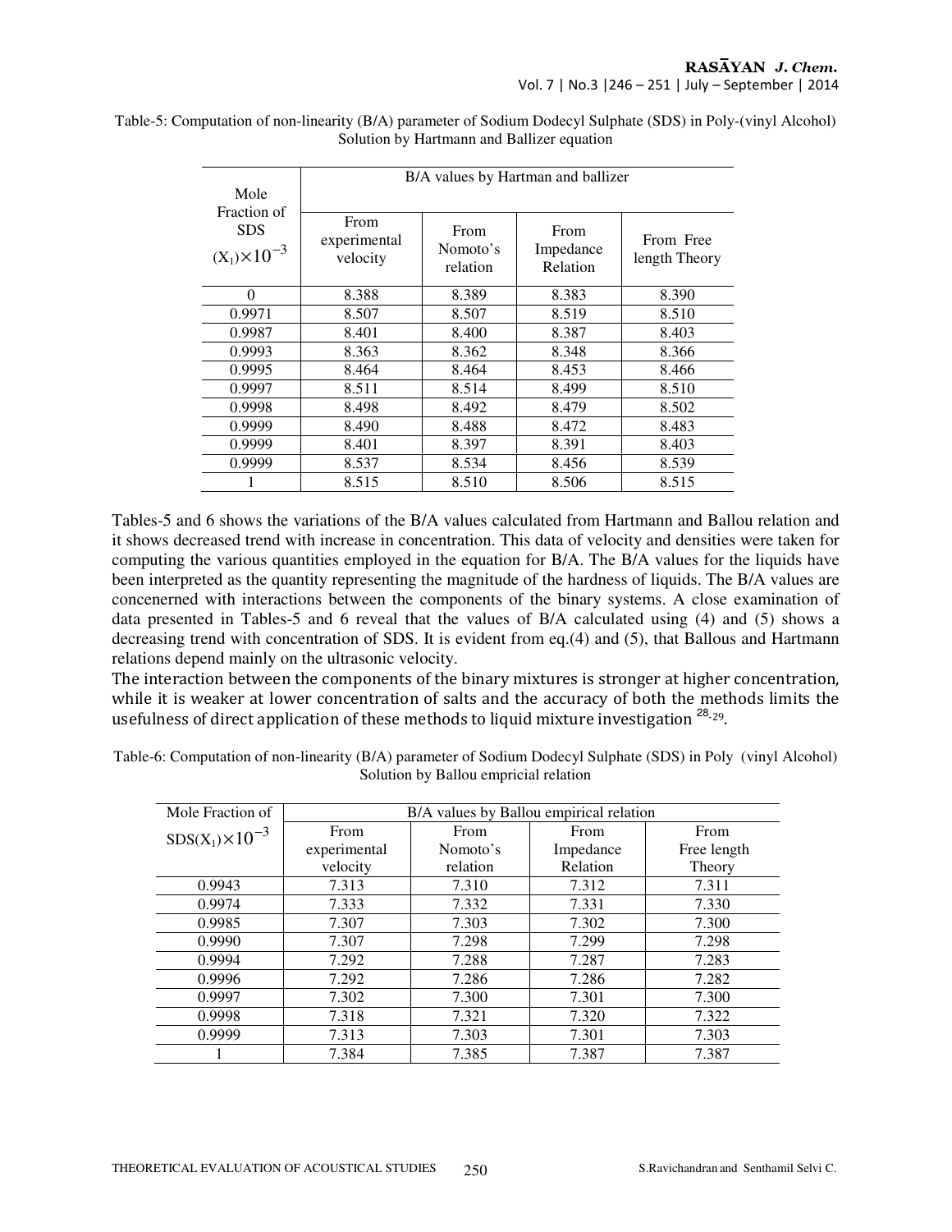Table-5: Computation of non-linearity (B/A) parameter of Sodium Dodecyl Sulphate (SDS) in Poly-(vinyl Alcohol) Solution by Hartmann and Ballizer equation

| Mole Fraction of SDS $(X_1)\times10^{-3}$ | B/A values by Hartman and ballizer | | | |
|---|---|---|---|---|
| | From experimental velocity | From Nomoto's relation | From Impedance Relation | From Free length Theory |
| 0 | 8.388 | 8.389 | 8.383 | 8.390 |
| 0.9971 | 8.507 | 8.507 | 8.519 | 8.510 |
| 0.9987 | 8.401 | 8.400 | 8.387 | 8.403 |
| 0.9993 | 8.363 | 8.362 | 8.348 | 8.366 |
| 0.9995 | 8.464 | 8.464 | 8.453 | 8.466 |
| 0.9997 | 8.511 | 8.514 | 8.499 | 8.510 |
| 0.9998 | 8.498 | 8.492 | 8.479 | 8.502 |
| 0.9999 | 8.490 | 8.488 | 8.472 | 8.483 |
| 0.9999 | 8.401 | 8.397 | 8.391 | 8.403 |
| 0.9999 | 8.537 | 8.534 | 8.456 | 8.539 |
| 1 | 8.515 | 8.510 | 8.506 | 8.515 |

Tables-5 and 6 shows the variations of the B/A values calculated from Hartmann and Ballou relation and it shows decreased trend with increase in concentration. This data of velocity and densities were taken for computing the various quantities employed in the equation for B/A. The B/A values for the liquids have been interpreted as the quantity representing the magnitude of the hardness of liquids. The B/A values are concenerned with interactions between the components of the binary systems. A close examination of data presented in Tables-5 and 6 reveal that the values of B/A calculated using (4) and (5) shows a decreasing trend with concentration of SDS. It is evident from eq.(4) and (5), that Ballous and Hartmann relations depend mainly on the ultrasonic velocity.

The interaction between the components of the binary mixtures is stronger at higher concentration, while it is weaker at lower concentration of salts and the accuracy of both the methods limits the usefulness of direct application of these methods to liquid mixture investigation [28-29].

Table-6: Computation of non-linearity (B/A) parameter of Sodium Dodecyl Sulphate (SDS) in Poly (vinyl Alcohol) Solution by Ballou empricial relation

| Mole Fraction of SDS$(X_1)\times10^{-3}$ | B/A values by Ballou empirical relation | | | |
|---|---|---|---|---|
| | From experimental velocity | From Nomoto's relation | From Impedance Relation | From Free length Theory |
| 0.9943 | 7.313 | 7.310 | 7.312 | 7.311 |
| 0.9974 | 7.333 | 7.332 | 7.331 | 7.330 |
| 0.9985 | 7.307 | 7.303 | 7.302 | 7.300 |
| 0.9990 | 7.307 | 7.298 | 7.299 | 7.298 |
| 0.9994 | 7.292 | 7.288 | 7.287 | 7.283 |
| 0.9996 | 7.292 | 7.286 | 7.286 | 7.282 |
| 0.9997 | 7.302 | 7.300 | 7.301 | 7.300 |
| 0.9998 | 7.318 | 7.321 | 7.320 | 7.322 |
| 0.9999 | 7.313 | 7.303 | 7.301 | 7.303 |
| 1 | 7.384 | 7.385 | 7.387 | 7.387 |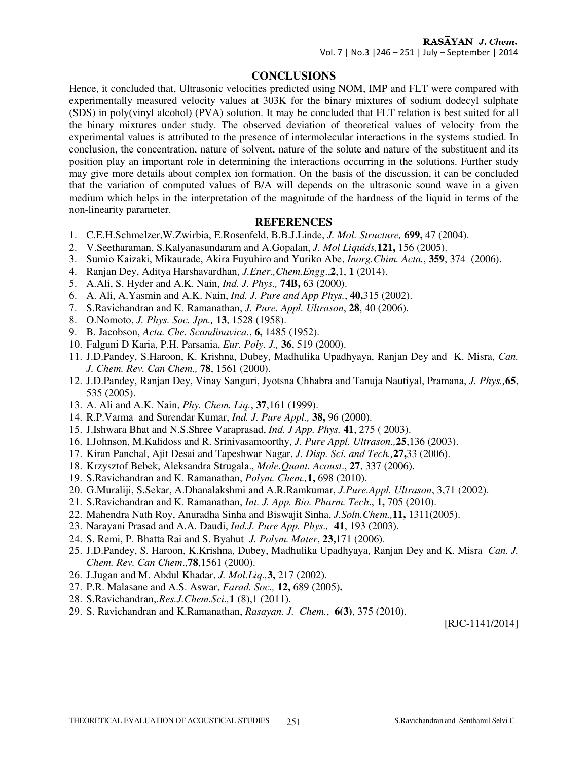## CONCLUSIONS

Hence, it concluded that, Ultrasonic velocities predicted using NOM, IMP and FLT were compared with experimentally measured velocity values at 303K for the binary mixtures of sodium dodecyl sulphate (SDS) in poly(vinyl alcohol) (PVA) solution. It may be concluded that FLT relation is best suited for all the binary mixtures under study. The observed deviation of theoretical values of velocity from the experimental values is attributed to the presence of intermolecular interactions in the systems studied. In conclusion, the concentration, nature of solvent, nature of the solute and nature of the substituent and its position play an important role in determining the interactions occurring in the solutions. Further study may give more details about complex ion formation. On the basis of the discussion, it can be concluded that the variation of computed values of B/A will depends on the ultrasonic sound wave in a given medium which helps in the interpretation of the magnitude of the hardness of the liquid in terms of the non-linearity parameter.

## REFERENCES

1. C.E.H.Schmelzer,W.Zwirbia, E.Rosenfeld, B.B.J.Linde, *J. Mol. Structure,* **699,** 47 (2004).
2. V.Seetharaman, S.Kalyanasundaram and A.Gopalan, *J. Mol Liquids,***121,** 156 (2005).
3. Sumio Kaizaki, Mikaurade, Akira Fuyuhiro and Yuriko Abe, *Inorg.Chim. Acta.*, **359**, 374 (2006).
4. Ranjan Dey, Aditya Harshavardhan, *J.Ener.,Chem.Engg*.,**2**,1, **1** (2014).
5. A.Ali, S. Hyder and A.K. Nain, *Ind. J. Phys.,* **74B,** 63 (2000).
6. A. Ali, A.Yasmin and A.K. Nain, *Ind. J. Pure and App Phys.*, **40,**315 (2002).
7. S.Ravichandran and K. Ramanathan, *J. Pure. Appl. Ultrason*, **28**, 40 (2006).
8. O.Nomoto, *J. Phys. Soc. Jpn.,* **13**, 1528 (1958).
9. B. Jacobson, *Acta. Che. Scandinavica.*, **6,** 1485 (1952).
10. Falguni D Karia, P.H. Parsania, *Eur. Poly. J.,* **36**, 519 (2000).
11. J.D.Pandey, S.Haroon, K. Krishna, Dubey, Madhulika Upadhyaya, Ranjan Dey and K. Misra, *Can. J. Chem. Rev. Can Chem.,* **78**, 1561 (2000).
12. J.D.Pandey, Ranjan Dey, Vinay Sanguri, Jyotsna Chhabra and Tanuja Nautiyal, Pramana, *J. Phys.,***65**, 535 (2005).
13. A. Ali and A.K. Nain, *Phy. Chem. Liq.*, **37**,161 (1999).
14. R.P.Varma and Surendar Kumar, *Ind. J. Pure Appl.,* **38,** 96 (2000).
15. J.Ishwara Bhat and N.S.Shree Varaprasad, *Ind. J App. Phys.* **41**, 275 ( 2003).
16. I.Johnson, M.Kalidoss and R. Srinivasamoorthy, *J. Pure Appl. Ultrason.,***25**,136 (2003).
17. Kiran Panchal, Ajit Desai and Tapeshwar Nagar, *J. Disp. Sci. and Tech.,***27,**33 (2006).
18. Krzysztof Bebek, Aleksandra Strugala., *Mole.Quant. Acoust*., **27**, 337 (2006).
19. S.Ravichandran and K. Ramanathan, *Polym. Chem.,***1,** 698 (2010).
20. G.Muraliji, S.Sekar, A.Dhanalakshmi and A.R.Ramkumar, *J.Pure.Appl. Ultrason*, 3,71 (2002).
21. S.Ravichandran and K. Ramanathan, *Int. J. App. Bio. Pharm. Tech*., **1,** 705 (2010).
22. Mahendra Nath Roy, Anuradha Sinha and Biswajit Sinha, *J.Soln.Chem.,***11,** 1311(2005).
23. Narayani Prasad and A.A. Daudi, *Ind.J. Pure App. Phys.,* **41**, 193 (2003).
24. S. Remi, P. Bhatta Rai and S. Byahut *J. Polym. Mater*, **23,**171 (2006).
25. J.D.Pandey, S. Haroon, K.Krishna, Dubey, Madhulika Upadhyaya, Ranjan Dey and K. Misra *Can. J. Chem. Rev. Can Chem*.,**78**,1561 (2000).
26. J.Jugan and M. Abdul Khadar, *J. Mol.Liq.,***3,** 217 (2002).
27. P.R. Malasane and A.S. Aswar, *Farad. Soc.,* **12,** 689 (2005)**.**
28. S.Ravichandran,.*Res.J.Chem.Sci.,***1** (8),1 (2011).
29. S. Ravichandran and K.Ramanathan, *Rasayan. J. Chem.*, **6(3)**, 375 (2010).

[RJC-1141/2014]